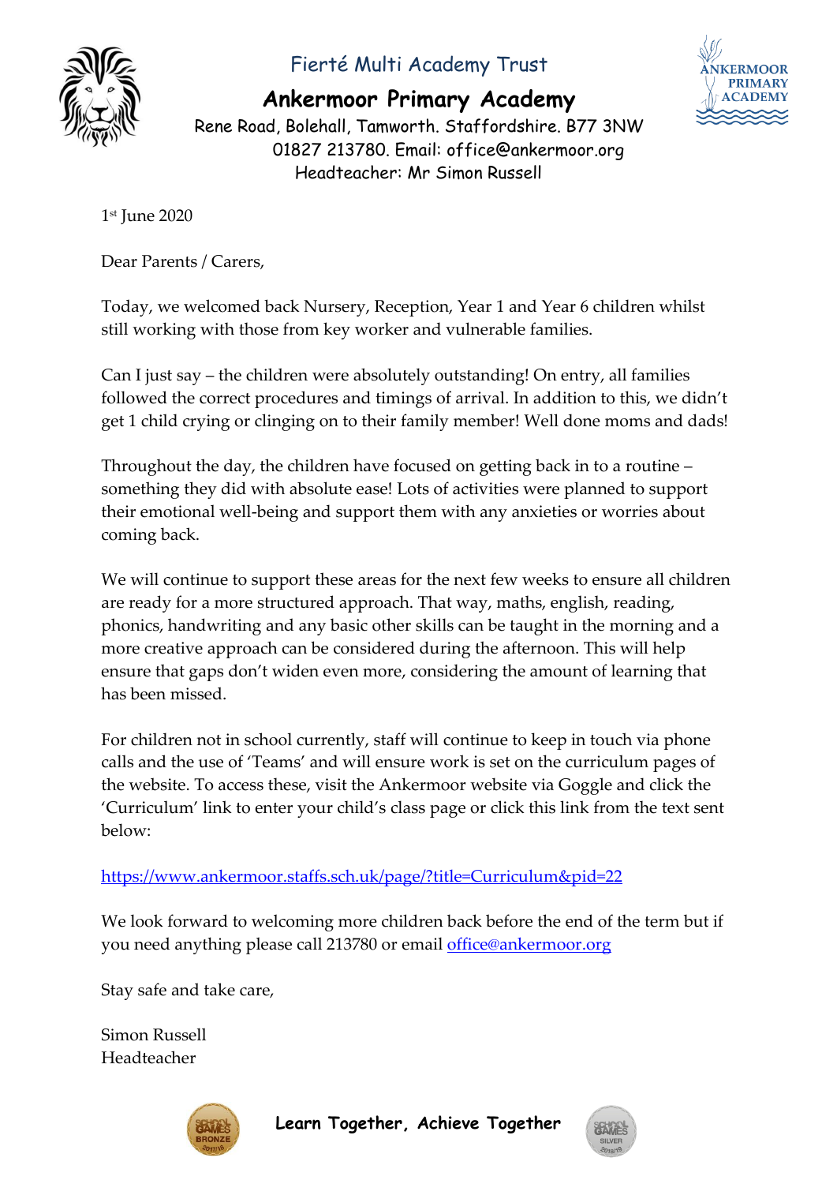# Fierté Multi Academy Trust

## Ankermoor Primary Academy

Rene Road, Bolehall, Tamworth. Staffordshire. B77 3NW
01827 213780. Email: office@ankermoor.org
Headteacher: Mr Simon Russell

1st June 2020

Dear Parents / Carers,

Today, we welcomed back Nursery, Reception, Year 1 and Year 6 children whilst still working with those from key worker and vulnerable families.

Can I just say – the children were absolutely outstanding! On entry, all families followed the correct procedures and timings of arrival. In addition to this, we didn't get 1 child crying or clinging on to their family member! Well done moms and dads!

Throughout the day, the children have focused on getting back in to a routine – something they did with absolute ease! Lots of activities were planned to support their emotional well-being and support them with any anxieties or worries about coming back.

We will continue to support these areas for the next few weeks to ensure all children are ready for a more structured approach. That way, maths, english, reading, phonics, handwriting and any basic other skills can be taught in the morning and a more creative approach can be considered during the afternoon. This will help ensure that gaps don't widen even more, considering the amount of learning that has been missed.

For children not in school currently, staff will continue to keep in touch via phone calls and the use of 'Teams' and will ensure work is set on the curriculum pages of the website. To access these, visit the Ankermoor website via Goggle and click the 'Curriculum' link to enter your child's class page or click this link from the text sent below:

https://www.ankermoor.staffs.sch.uk/page/?title=Curriculum&pid=22

We look forward to welcoming more children back before the end of the term but if you need anything please call 213780 or email office@ankermoor.org

Stay safe and take care,

Simon Russell
Headteacher

**Learn Together, Achieve Together**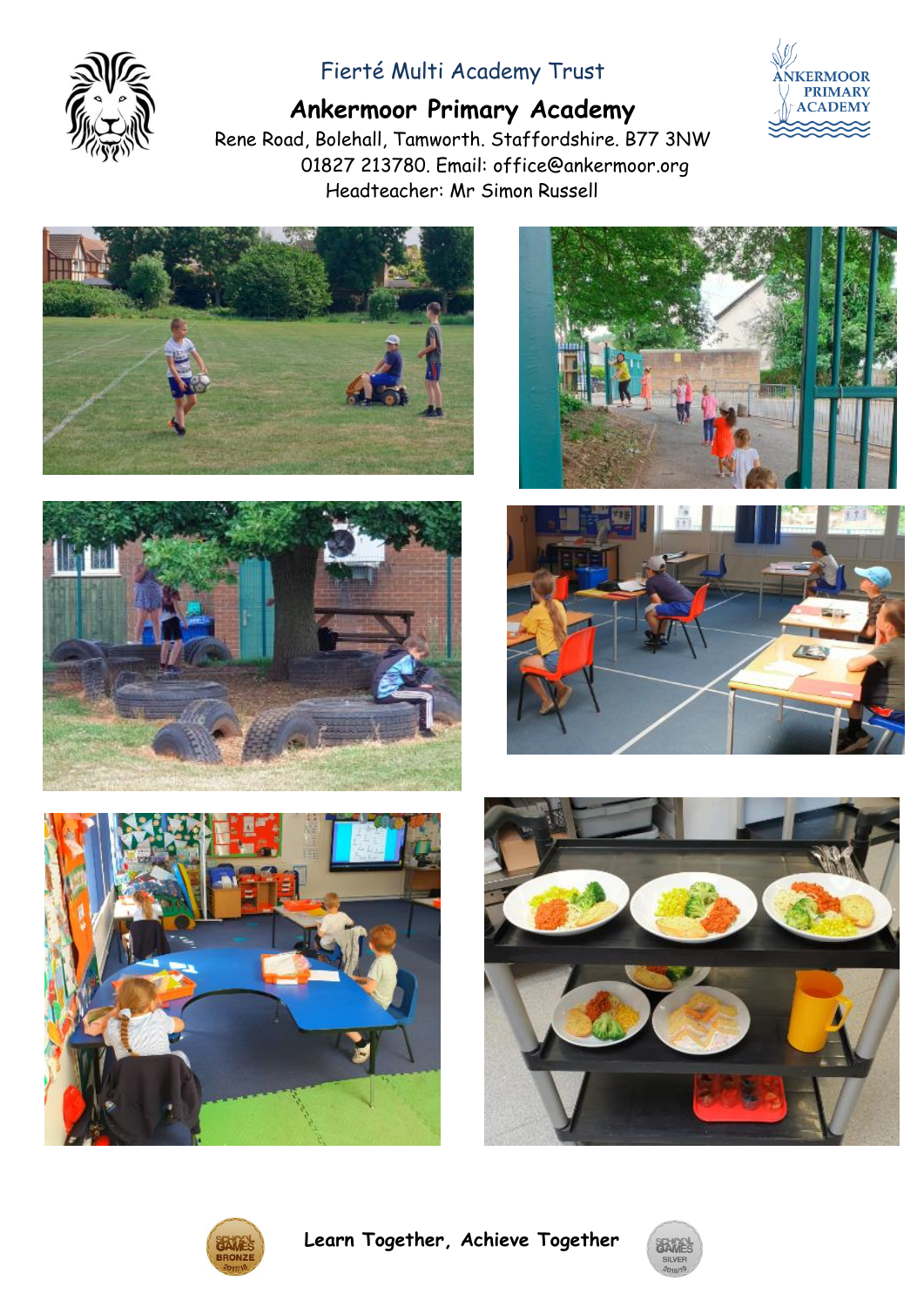Fierté Multi Academy Trust

## Ankermoor Primary Academy

Rene Road, Bolehall, Tamworth. Staffordshire. B77 3NW

01827 213780. Email: office@ankermoor.org

Headteacher: Mr Simon Russell

**Learn Together, Achieve Together**